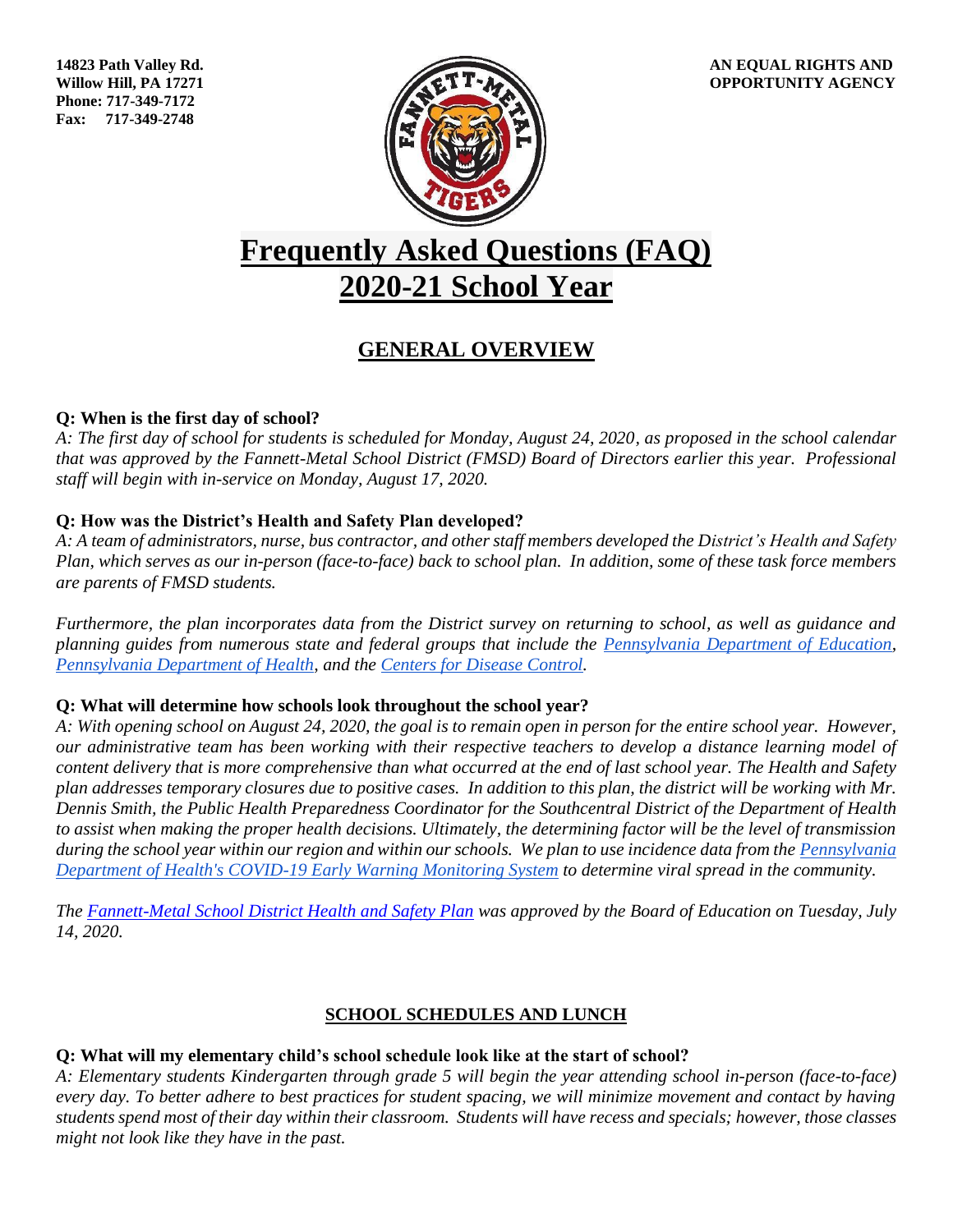**14823 Path Valley Rd.**
**Willow Hill, PA 17271**
**Phone: 717-349-7172**
**Fax: 717-349-2748**

**AN EQUAL RIGHTS AND OPPORTUNITY AGENCY**

# Frequently Asked Questions (FAQ) 2020-21 School Year

## GENERAL OVERVIEW

**Q: When is the first day of school?**
*A: The first day of school for students is scheduled for Monday, August 24, 2020, as proposed in the school calendar that was approved by the Fannett-Metal School District (FMSD) Board of Directors earlier this year. Professional staff will begin with in-service on Monday, August 17, 2020.*

**Q: How was the District's Health and Safety Plan developed?**
*A: A team of administrators, nurse, bus contractor, and other staff members developed the District's Health and Safety Plan, which serves as our in-person (face-to-face) back to school plan. In addition, some of these task force members are parents of FMSD students.*

*Furthermore, the plan incorporates data from the District survey on returning to school, as well as guidance and planning guides from numerous state and federal groups that include the Pennsylvania Department of Education, Pennsylvania Department of Health, and the Centers for Disease Control.*

**Q: What will determine how schools look throughout the school year?**
*A: With opening school on August 24, 2020, the goal is to remain open in person for the entire school year. However, our administrative team has been working with their respective teachers to develop a distance learning model of content delivery that is more comprehensive than what occurred at the end of last school year. The Health and Safety plan addresses temporary closures due to positive cases. In addition to this plan, the district will be working with Mr. Dennis Smith, the Public Health Preparedness Coordinator for the Southcentral District of the Department of Health to assist when making the proper health decisions. Ultimately, the determining factor will be the level of transmission during the school year within our region and within our schools. We plan to use incidence data from the Pennsylvania Department of Health's COVID-19 Early Warning Monitoring System to determine viral spread in the community.*

*The Fannett-Metal School District Health and Safety Plan was approved by the Board of Education on Tuesday, July 14, 2020.*

## SCHOOL SCHEDULES AND LUNCH

**Q: What will my elementary child's school schedule look like at the start of school?**
*A: Elementary students Kindergarten through grade 5 will begin the year attending school in-person (face-to-face) every day. To better adhere to best practices for student spacing, we will minimize movement and contact by having students spend most of their day within their classroom. Students will have recess and specials; however, those classes might not look like they have in the past.*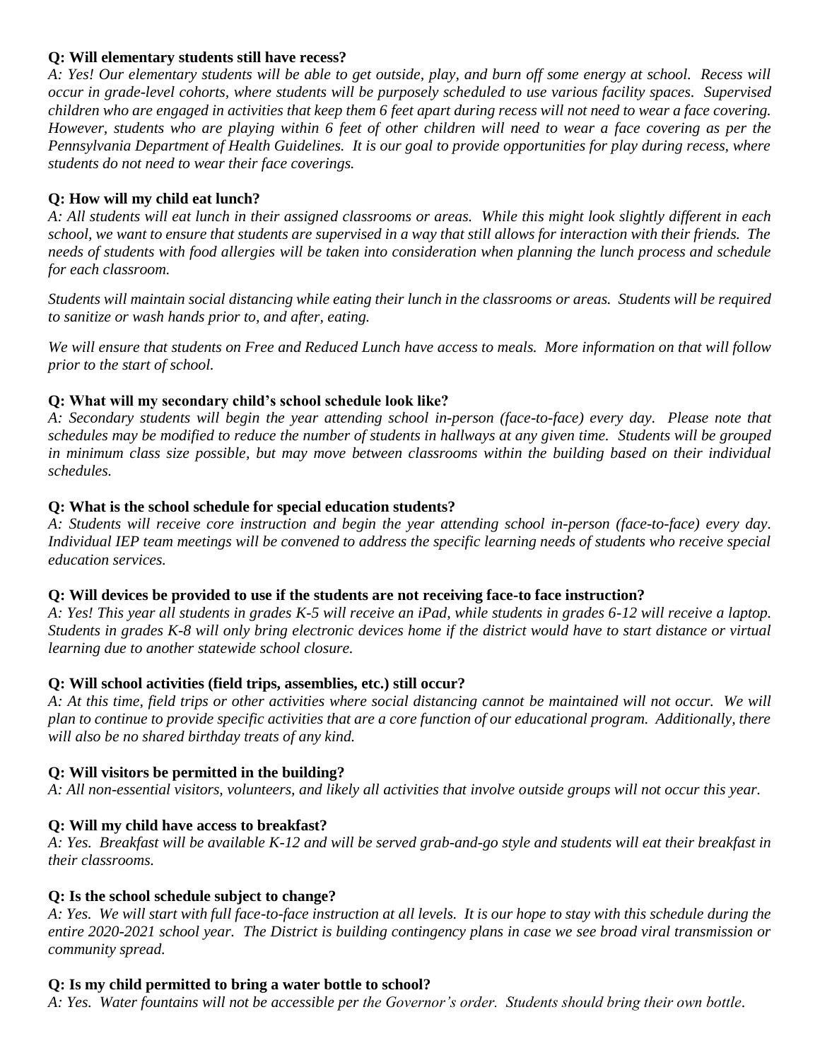**Q: Will elementary students still have recess?**

*A: Yes! Our elementary students will be able to get outside, play, and burn off some energy at school. Recess will occur in grade-level cohorts, where students will be purposely scheduled to use various facility spaces. Supervised children who are engaged in activities that keep them 6 feet apart during recess will not need to wear a face covering. However, students who are playing within 6 feet of other children will need to wear a face covering as per the Pennsylvania Department of Health Guidelines. It is our goal to provide opportunities for play during recess, where students do not need to wear their face coverings.*

**Q: How will my child eat lunch?**

*A: All students will eat lunch in their assigned classrooms or areas. While this might look slightly different in each school, we want to ensure that students are supervised in a way that still allows for interaction with their friends. The needs of students with food allergies will be taken into consideration when planning the lunch process and schedule for each classroom.*

*Students will maintain social distancing while eating their lunch in the classrooms or areas. Students will be required to sanitize or wash hands prior to, and after, eating.*

*We will ensure that students on Free and Reduced Lunch have access to meals. More information on that will follow prior to the start of school.*

**Q: What will my secondary child's school schedule look like?**

*A: Secondary students will begin the year attending school in-person (face-to-face) every day. Please note that schedules may be modified to reduce the number of students in hallways at any given time. Students will be grouped in minimum class size possible, but may move between classrooms within the building based on their individual schedules.*

**Q: What is the school schedule for special education students?**

*A: Students will receive core instruction and begin the year attending school in-person (face-to-face) every day. Individual IEP team meetings will be convened to address the specific learning needs of students who receive special education services.*

**Q: Will devices be provided to use if the students are not receiving face-to face instruction?**

*A: Yes! This year all students in grades K-5 will receive an iPad, while students in grades 6-12 will receive a laptop. Students in grades K-8 will only bring electronic devices home if the district would have to start distance or virtual learning due to another statewide school closure.*

**Q: Will school activities (field trips, assemblies, etc.) still occur?**

*A: At this time, field trips or other activities where social distancing cannot be maintained will not occur. We will plan to continue to provide specific activities that are a core function of our educational program. Additionally, there will also be no shared birthday treats of any kind.*

**Q: Will visitors be permitted in the building?**

*A: All non-essential visitors, volunteers, and likely all activities that involve outside groups will not occur this year.*

**Q: Will my child have access to breakfast?**

*A: Yes. Breakfast will be available K-12 and will be served grab-and-go style and students will eat their breakfast in their classrooms.*

**Q: Is the school schedule subject to change?**

*A: Yes. We will start with full face-to-face instruction at all levels. It is our hope to stay with this schedule during the entire 2020-2021 school year. The District is building contingency plans in case we see broad viral transmission or community spread.*

**Q: Is my child permitted to bring a water bottle to school?**

*A: Yes. Water fountains will not be accessible per the Governor's order. Students should bring their own bottle.*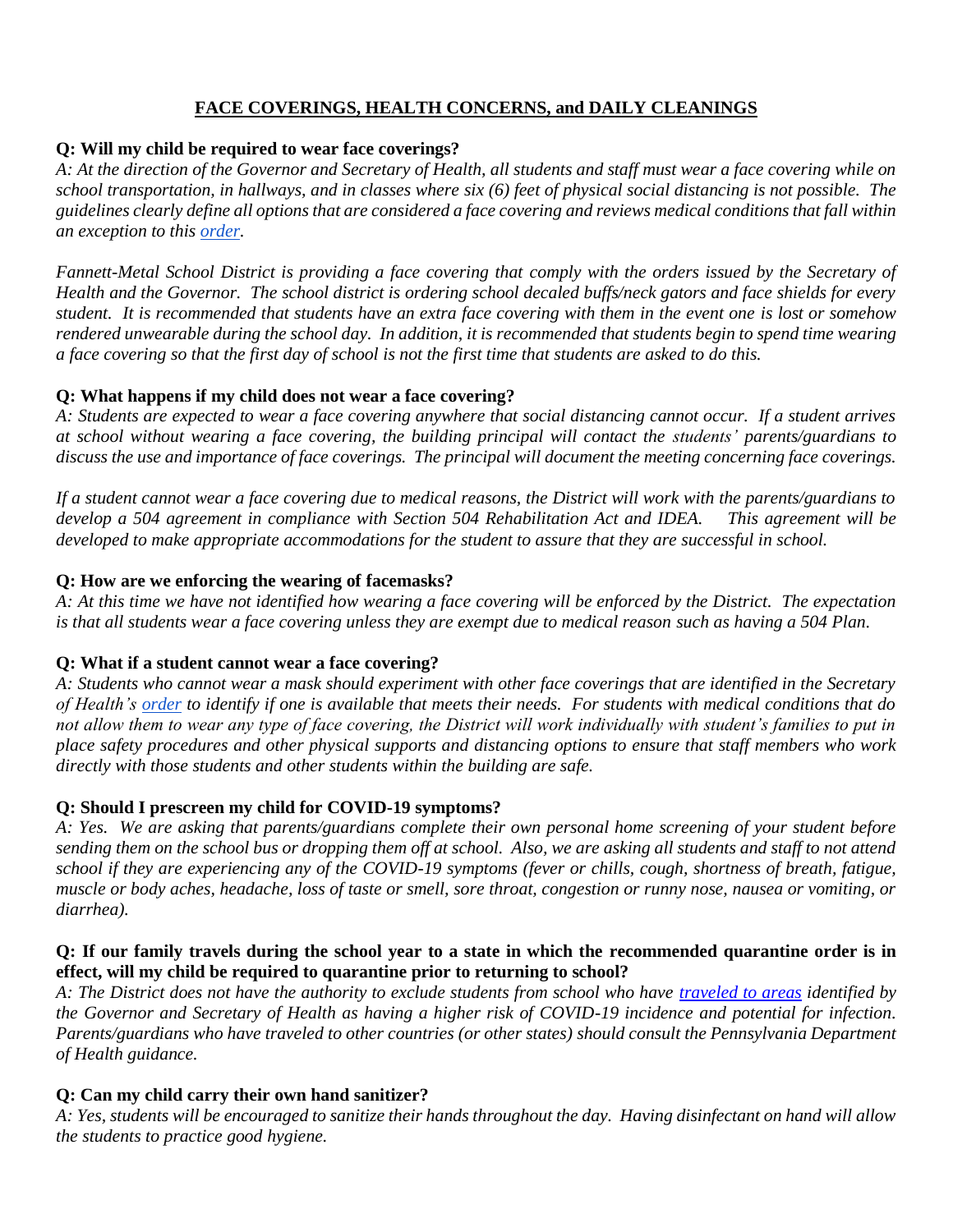## FACE COVERINGS, HEALTH CONCERNS, and DAILY CLEANINGS

**Q: Will my child be required to wear face coverings?**

*A: At the direction of the Governor and Secretary of Health, all students and staff must wear a face covering while on school transportation, in hallways, and in classes where six (6) feet of physical social distancing is not possible. The guidelines clearly define all options that are considered a face covering and reviews medical conditions that fall within an exception to this order.*

*Fannett-Metal School District is providing a face covering that comply with the orders issued by the Secretary of Health and the Governor. The school district is ordering school decaled buffs/neck gators and face shields for every student. It is recommended that students have an extra face covering with them in the event one is lost or somehow rendered unwearable during the school day. In addition, it is recommended that students begin to spend time wearing a face covering so that the first day of school is not the first time that students are asked to do this.*

**Q: What happens if my child does not wear a face covering?**

*A: Students are expected to wear a face covering anywhere that social distancing cannot occur. If a student arrives at school without wearing a face covering, the building principal will contact the students' parents/guardians to discuss the use and importance of face coverings. The principal will document the meeting concerning face coverings.*

*If a student cannot wear a face covering due to medical reasons, the District will work with the parents/guardians to develop a 504 agreement in compliance with Section 504 Rehabilitation Act and IDEA. This agreement will be developed to make appropriate accommodations for the student to assure that they are successful in school.*

**Q: How are we enforcing the wearing of facemasks?**

*A: At this time we have not identified how wearing a face covering will be enforced by the District. The expectation is that all students wear a face covering unless they are exempt due to medical reason such as having a 504 Plan.*

**Q: What if a student cannot wear a face covering?**

*A: Students who cannot wear a mask should experiment with other face coverings that are identified in the Secretary of Health's order to identify if one is available that meets their needs. For students with medical conditions that do not allow them to wear any type of face covering, the District will work individually with student's families to put in place safety procedures and other physical supports and distancing options to ensure that staff members who work directly with those students and other students within the building are safe.*

**Q: Should I prescreen my child for COVID-19 symptoms?**

*A: Yes. We are asking that parents/guardians complete their own personal home screening of your student before sending them on the school bus or dropping them off at school. Also, we are asking all students and staff to not attend school if they are experiencing any of the COVID-19 symptoms (fever or chills, cough, shortness of breath, fatigue, muscle or body aches, headache, loss of taste or smell, sore throat, congestion or runny nose, nausea or vomiting, or diarrhea).*

**Q: If our family travels during the school year to a state in which the recommended quarantine order is in effect, will my child be required to quarantine prior to returning to school?**

*A: The District does not have the authority to exclude students from school who have traveled to areas identified by the Governor and Secretary of Health as having a higher risk of COVID-19 incidence and potential for infection. Parents/guardians who have traveled to other countries (or other states) should consult the Pennsylvania Department of Health guidance.*

**Q: Can my child carry their own hand sanitizer?**

*A: Yes, students will be encouraged to sanitize their hands throughout the day. Having disinfectant on hand will allow the students to practice good hygiene.*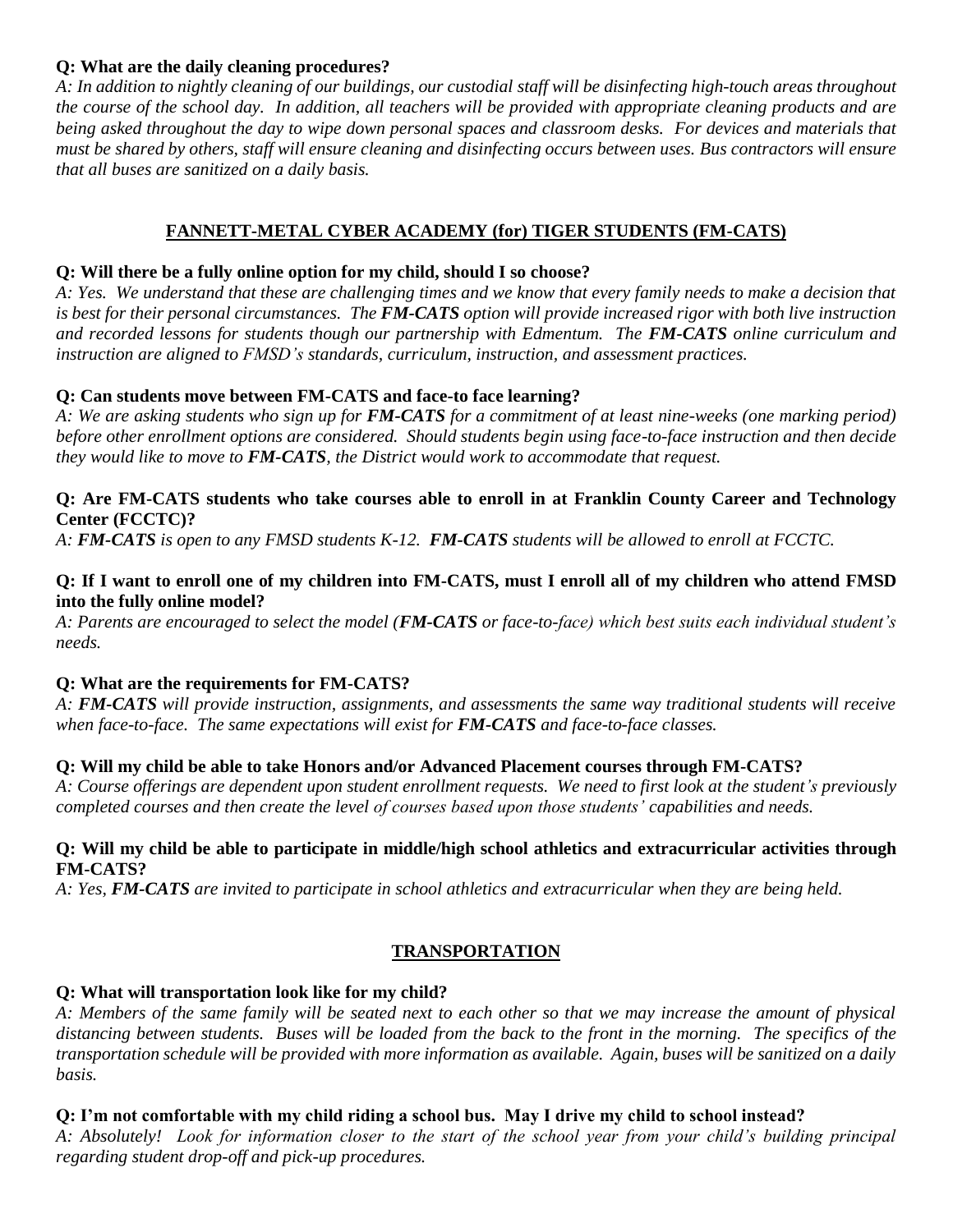**Q: What are the daily cleaning procedures?**

*A: In addition to nightly cleaning of our buildings, our custodial staff will be disinfecting high-touch areas throughout the course of the school day. In addition, all teachers will be provided with appropriate cleaning products and are being asked throughout the day to wipe down personal spaces and classroom desks. For devices and materials that must be shared by others, staff will ensure cleaning and disinfecting occurs between uses. Bus contractors will ensure that all buses are sanitized on a daily basis.*

## FANNETT-METAL CYBER ACADEMY (for) TIGER STUDENTS (FM-CATS)

**Q: Will there be a fully online option for my child, should I so choose?**

*A: Yes. We understand that these are challenging times and we know that every family needs to make a decision that is best for their personal circumstances. The* ***FM-CATS*** *option will provide increased rigor with both live instruction and recorded lessons for students though our partnership with Edmentum. The* ***FM-CATS*** *online curriculum and instruction are aligned to FMSD's standards, curriculum, instruction, and assessment practices.*

**Q: Can students move between FM-CATS and face-to face learning?**

*A: We are asking students who sign up for* ***FM-CATS*** *for a commitment of at least nine-weeks (one marking period) before other enrollment options are considered. Should students begin using face-to-face instruction and then decide they would like to move to* ***FM-CATS****, the District would work to accommodate that request.*

**Q: Are FM-CATS students who take courses able to enroll in at Franklin County Career and Technology Center (FCCTC)?**

*A:* ***FM-CATS*** *is open to any FMSD students K-12.* ***FM-CATS*** *students will be allowed to enroll at FCCTC.*

**Q: If I want to enroll one of my children into FM-CATS, must I enroll all of my children who attend FMSD into the fully online model?**

*A: Parents are encouraged to select the model (****FM-CATS*** *or face-to-face) which best suits each individual student's needs.*

**Q: What are the requirements for FM-CATS?**

*A:* ***FM-CATS*** *will provide instruction, assignments, and assessments the same way traditional students will receive when face-to-face. The same expectations will exist for* ***FM-CATS*** *and face-to-face classes.*

**Q: Will my child be able to take Honors and/or Advanced Placement courses through FM-CATS?**

*A: Course offerings are dependent upon student enrollment requests. We need to first look at the student's previously completed courses and then create the level of courses based upon those students' capabilities and needs.*

**Q: Will my child be able to participate in middle/high school athletics and extracurricular activities through FM-CATS?**

*A: Yes,* ***FM-CATS*** *are invited to participate in school athletics and extracurricular when they are being held.*

## TRANSPORTATION

**Q: What will transportation look like for my child?**

*A: Members of the same family will be seated next to each other so that we may increase the amount of physical distancing between students. Buses will be loaded from the back to the front in the morning. The specifics of the transportation schedule will be provided with more information as available. Again, buses will be sanitized on a daily basis.*

**Q: I'm not comfortable with my child riding a school bus. May I drive my child to school instead?**

*A: Absolutely! Look for information closer to the start of the school year from your child's building principal regarding student drop-off and pick-up procedures.*